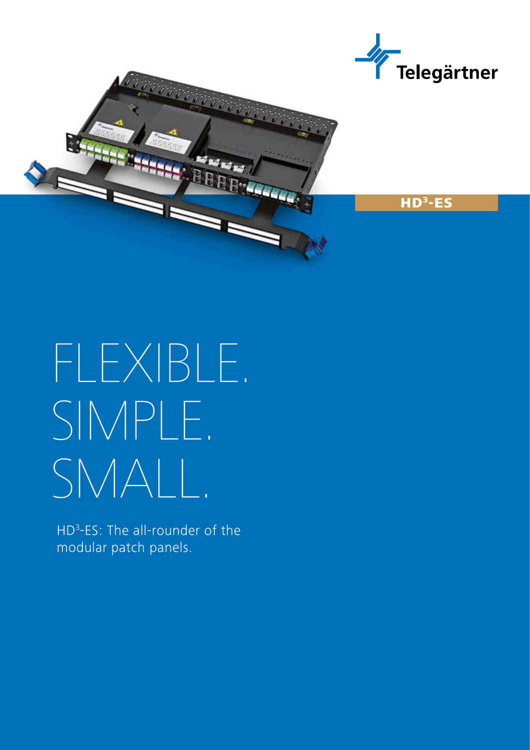Telegärtner

HD$^3$-ES

# FLEXIBLE. SIMPLE. SMALL.

HD$^3$-ES: The all-rounder of the modular patch panels.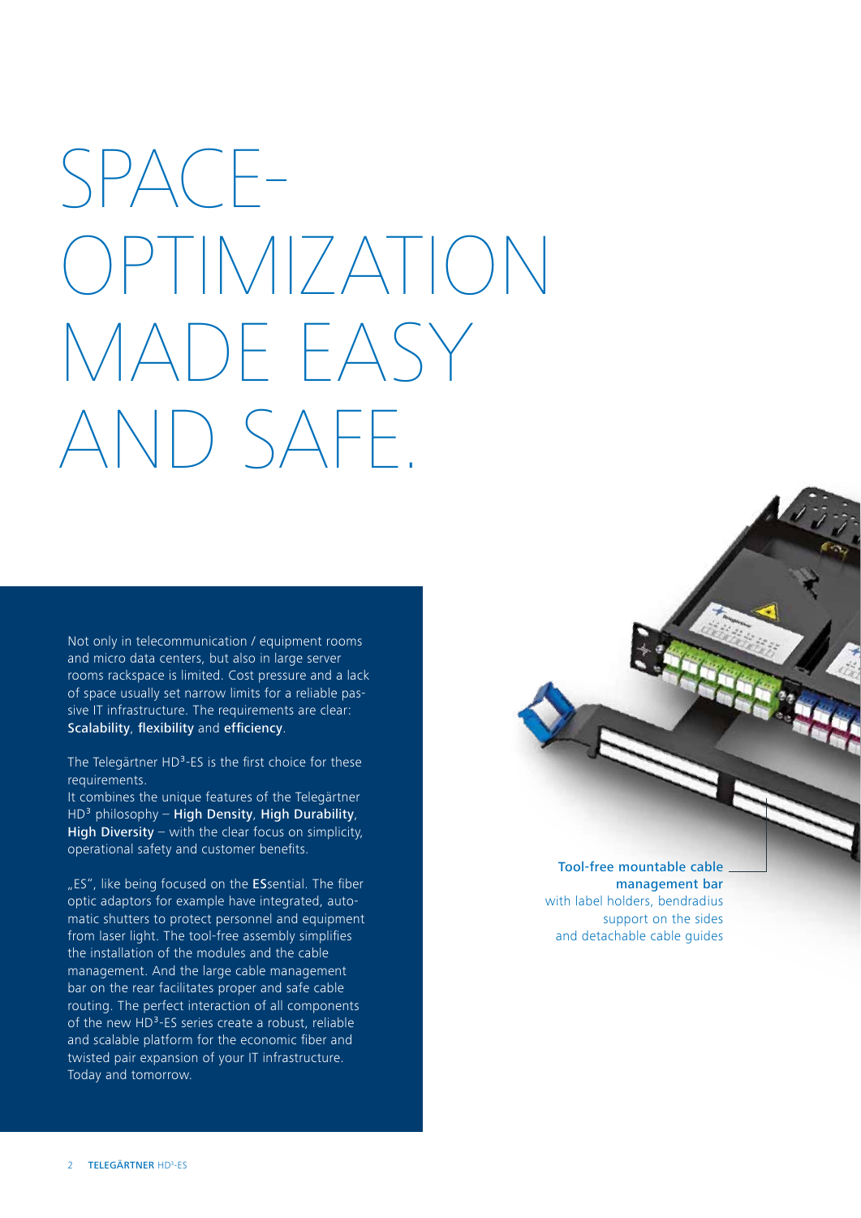# SPACE-OPTIMIZATION MADE EASY AND SAFE.

Not only in telecommunication / equipment rooms and micro data centers, but also in large server rooms rackspace is limited. Cost pressure and a lack of space usually set narrow limits for a reliable passive IT infrastructure. The requirements are clear: **Scalability**, **flexibility** and **efficiency**.

The Telegärtner HD³-ES is the first choice for these requirements.
It combines the unique features of the Telegärtner HD³ philosophy – **High Density**, **High Durability**, **High Diversity** – with the clear focus on simplicity, operational safety and customer benefits.

„ES", like being focused on the **ES**sential. The fiber optic adaptors for example have integrated, automatic shutters to protect personnel and equipment from laser light. The tool-free assembly simplifies the installation of the modules and the cable management. And the large cable management bar on the rear facilitates proper and safe cable routing. The perfect interaction of all components of the new HD³-ES series create a robust, reliable and scalable platform for the economic fiber and twisted pair expansion of your IT infrastructure. Today and tomorrow.

**Tool-free mountable cable management bar**
with label holders, bendradius support on the sides and detachable cable guides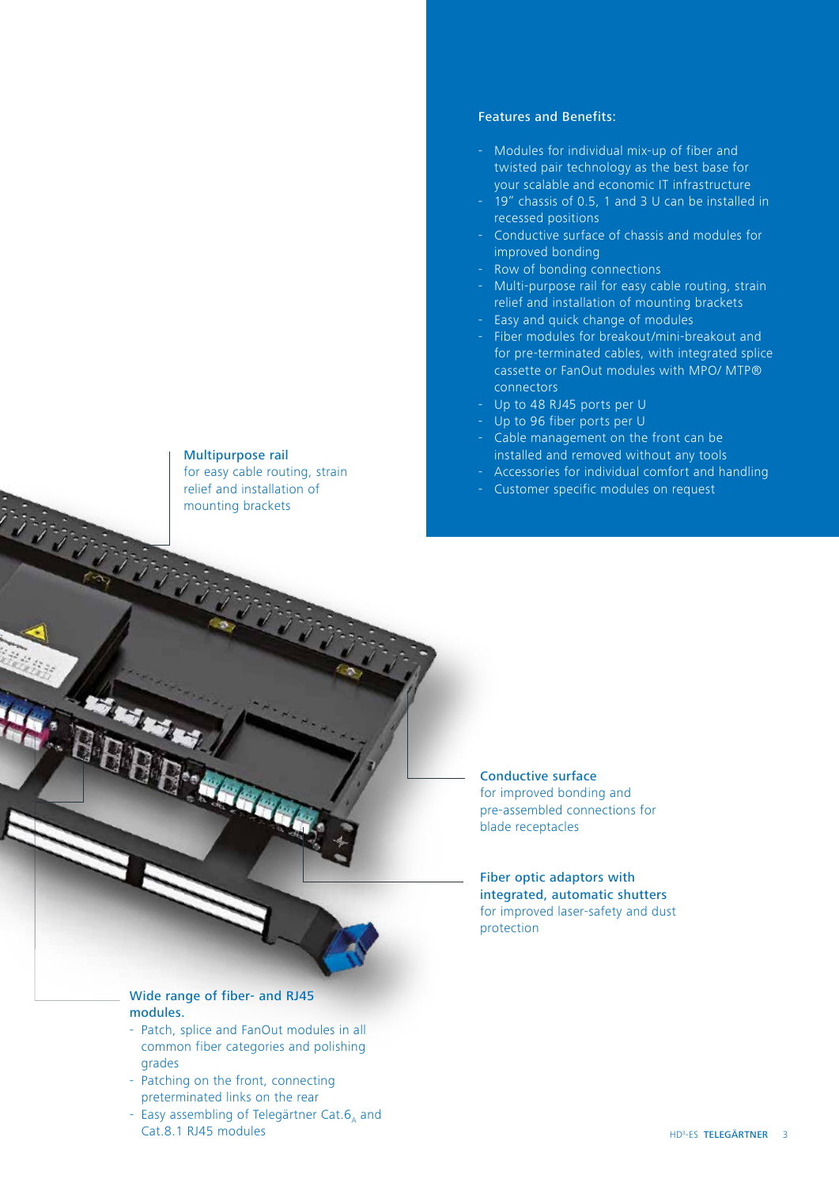## Features and Benefits:

- Modules for individual mix-up of fiber and twisted pair technology as the best base for your scalable and economic IT infrastructure
- 19" chassis of 0.5, 1 and 3 U can be installed in recessed positions
- Conductive surface of chassis and modules for improved bonding
- Row of bonding connections
- Multi-purpose rail for easy cable routing, strain relief and installation of mounting brackets
- Easy and quick change of modules
- Fiber modules for breakout/mini-breakout and for pre-terminated cables, with integrated splice cassette or FanOut modules with MPO/ MTP® connectors
- Up to 48 RJ45 ports per U
- Up to 96 fiber ports per U
- Cable management on the front can be installed and removed without any tools
- Accessories for individual comfort and handling
- Customer specific modules on request

**Multipurpose rail**
for easy cable routing, strain relief and installation of mounting brackets

**Conductive surface**
for improved bonding and pre-assembled connections for blade receptacles

**Fiber optic adaptors with integrated, automatic shutters**
for improved laser-safety and dust protection

**Wide range of fiber- and RJ45 modules.**

- Patch, splice and FanOut modules in all common fiber categories and polishing grades
- Patching on the front, connecting preterminated links on the rear
- Easy assembling of Telegärtner Cat.6$_A$ and Cat.8.1 RJ45 modules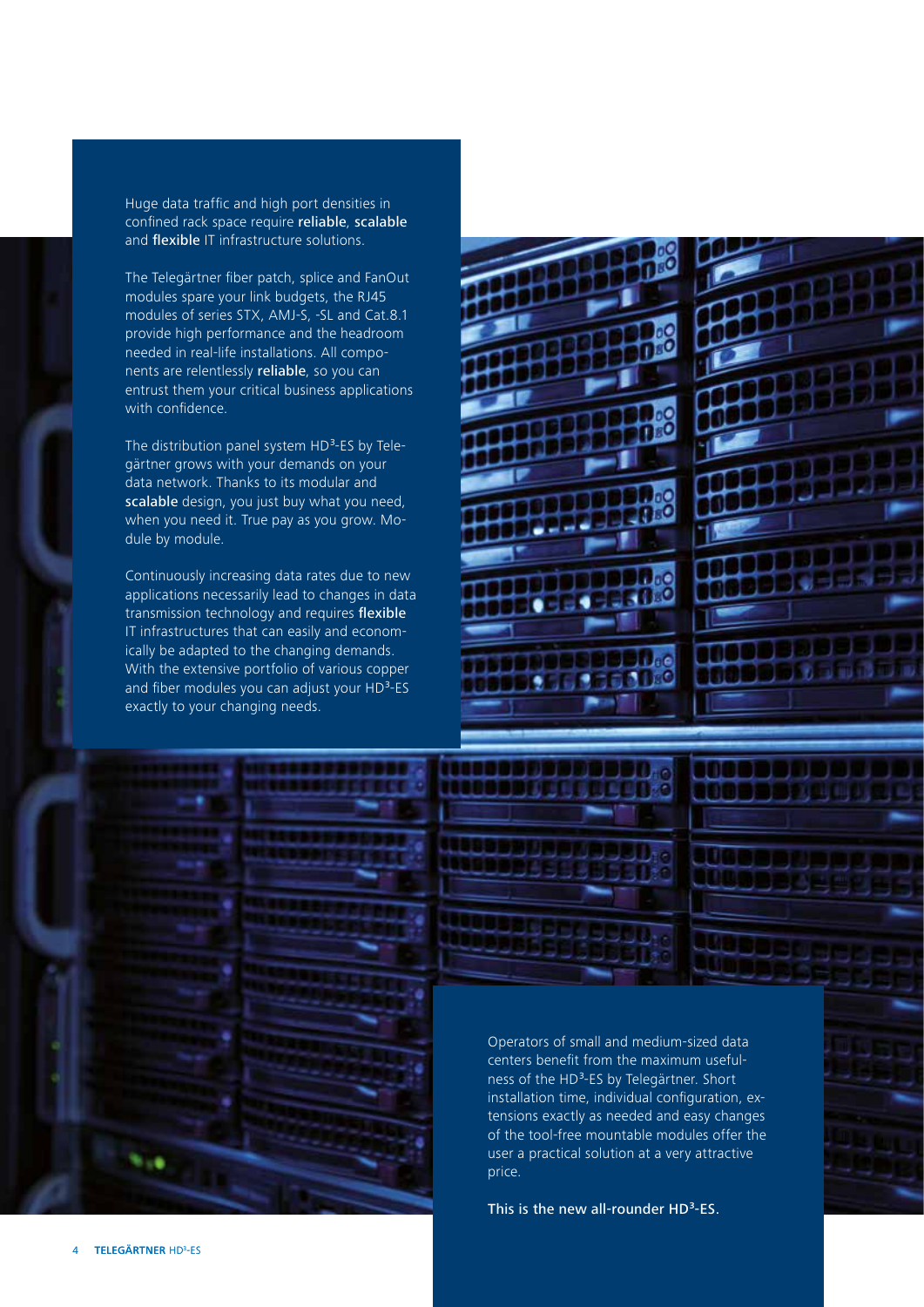Huge data traffic and high port densities in confined rack space require **reliable**, **scalable** and **flexible** IT infrastructure solutions.

The Telegärtner fiber patch, splice and FanOut modules spare your link budgets, the RJ45 modules of series STX, AMJ-S, -SL and Cat.8.1 provide high performance and the headroom needed in real-life installations. All components are relentlessly **reliable**, so you can entrust them your critical business applications with confidence.

The distribution panel system HD³-ES by Telegärtner grows with your demands on your data network. Thanks to its modular and **scalable** design, you just buy what you need, when you need it. True pay as you grow. Module by module.

Continuously increasing data rates due to new applications necessarily lead to changes in data transmission technology and requires **flexible** IT infrastructures that can easily and economically be adapted to the changing demands. With the extensive portfolio of various copper and fiber modules you can adjust your HD³-ES exactly to your changing needs.

Operators of small and medium-sized data centers benefit from the maximum usefulness of the HD³-ES by Telegärtner. Short installation time, individual configuration, extensions exactly as needed and easy changes of the tool-free mountable modules offer the user a practical solution at a very attractive price.

**This is the new all-rounder HD³-ES.**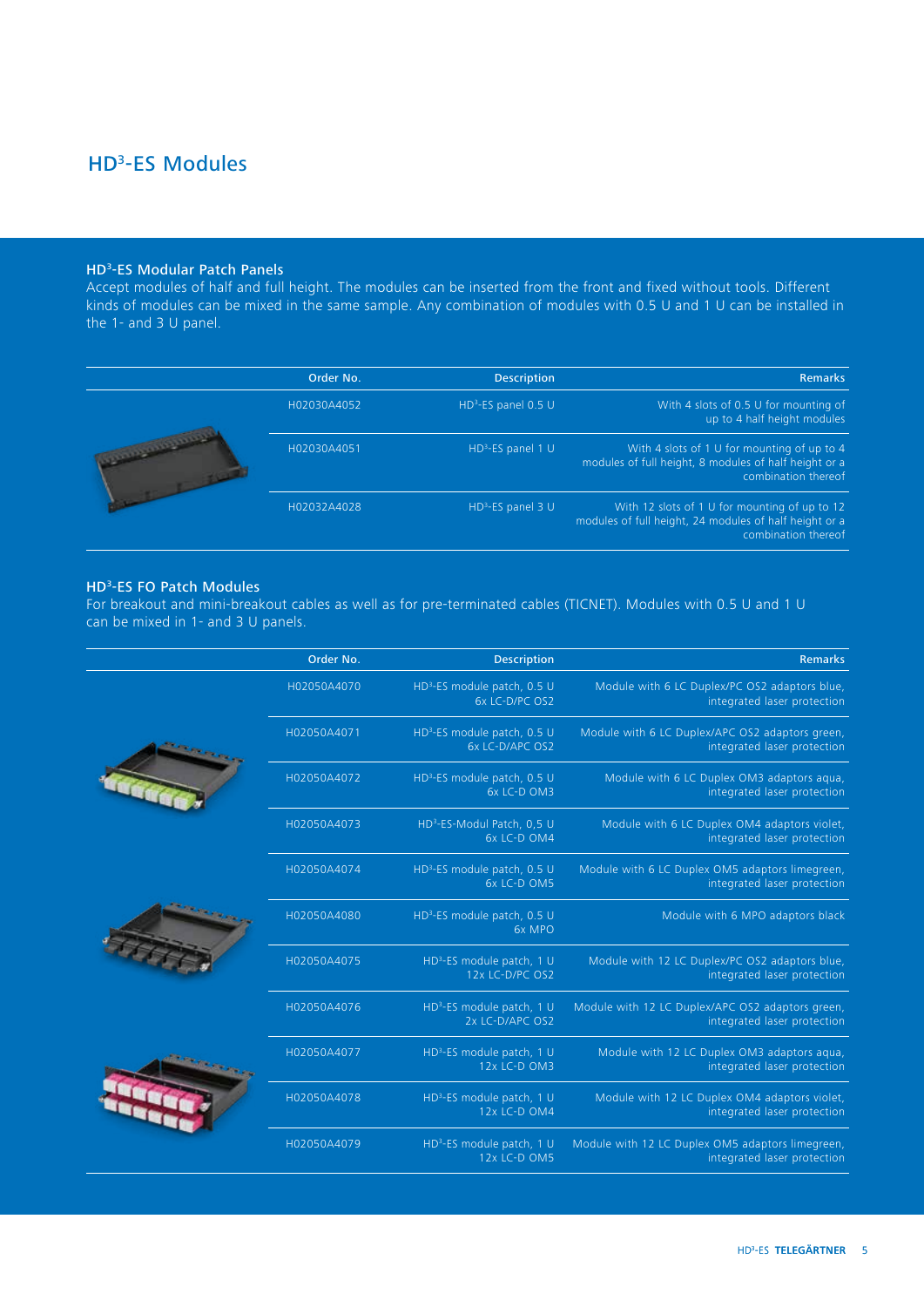# HD³-ES Modules

## HD³-ES Modular Patch Panels

Accept modules of half and full height. The modules can be inserted from the front and fixed without tools. Different kinds of modules can be mixed in the same sample. Any combination of modules with 0.5 U and 1 U can be installed in the 1- and 3 U panel.

| Order No. | Description | Remarks |
|---|---|---|
| H02030A4052 | HD³-ES panel 0.5 U | With 4 slots of 0.5 U for mounting of up to 4 half height modules |
| H02030A4051 | HD³-ES panel 1 U | With 4 slots of 1 U for mounting of up to 4 modules of full height, 8 modules of half height or a combination thereof |
| H02032A4028 | HD³-ES panel 3 U | With 12 slots of 1 U for mounting of up to 12 modules of full height, 24 modules of half height or a combination thereof |

## HD³-ES FO Patch Modules

For breakout and mini-breakout cables as well as for pre-terminated cables (TICNET). Modules with 0.5 U and 1 U can be mixed in 1- and 3 U panels.

| Order No. | Description | Remarks |
|---|---|---|
| H02050A4070 | HD³-ES module patch, 0.5 U 6x LC-D/PC OS2 | Module with 6 LC Duplex/PC OS2 adaptors blue, integrated laser protection |
| H02050A4071 | HD³-ES module patch, 0.5 U 6x LC-D/APC OS2 | Module with 6 LC Duplex/APC OS2 adaptors green, integrated laser protection |
| H02050A4072 | HD³-ES module patch, 0.5 U 6x LC-D OM3 | Module with 6 LC Duplex OM3 adaptors aqua, integrated laser protection |
| H02050A4073 | HD³-ES-Modul Patch, 0,5 U 6x LC-D OM4 | Module with 6 LC Duplex OM4 adaptors violet, integrated laser protection |
| H02050A4074 | HD³-ES module patch, 0.5 U 6x LC-D OM5 | Module with 6 LC Duplex OM5 adaptors limegreen, integrated laser protection |
| H02050A4080 | HD³-ES module patch, 0.5 U 6x MPO | Module with 6 MPO adaptors black |
| H02050A4075 | HD³-ES module patch, 1 U 12x LC-D/PC OS2 | Module with 12 LC Duplex/PC OS2 adaptors blue, integrated laser protection |
| H02050A4076 | HD³-ES module patch, 1 U 2x LC-D/APC OS2 | Module with 12 LC Duplex/APC OS2 adaptors green, integrated laser protection |
| H02050A4077 | HD³-ES module patch, 1 U 12x LC-D OM3 | Module with 12 LC Duplex OM3 adaptors aqua, integrated laser protection |
| H02050A4078 | HD³-ES module patch, 1 U 12x LC-D OM4 | Module with 12 LC Duplex OM4 adaptors violet, integrated laser protection |
| H02050A4079 | HD³-ES module patch, 1 U 12x LC-D OM5 | Module with 12 LC Duplex OM5 adaptors limegreen, integrated laser protection |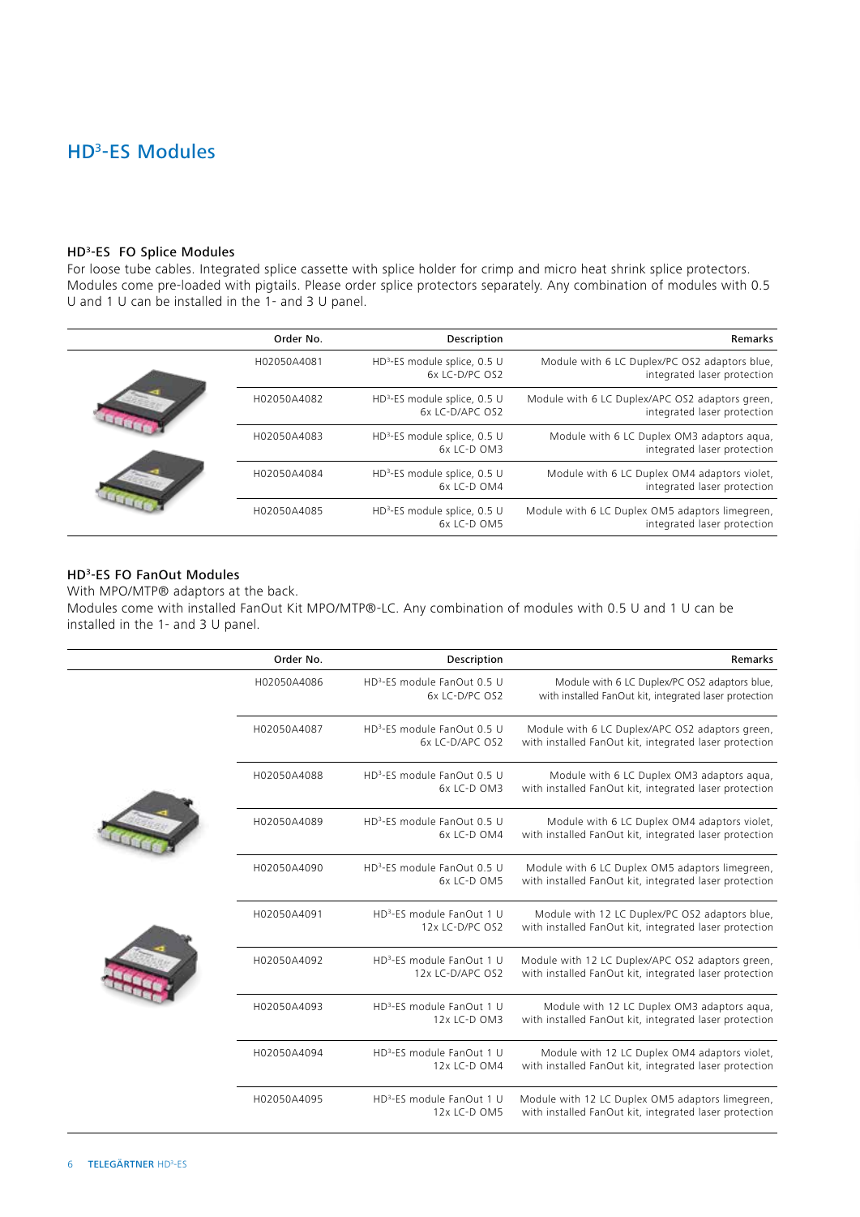# HD³-ES Modules

### HD³-ES FO Splice Modules

For loose tube cables. Integrated splice cassette with splice holder for crimp and micro heat shrink splice protectors. Modules come pre-loaded with pigtails. Please order splice protectors separately. Any combination of modules with 0.5 U and 1 U can be installed in the 1- and 3 U panel.

| Order No. | Description | Remarks |
|---|---|---|
| H02050A4081 | HD³-ES module splice, 0.5 U 6x LC-D/PC OS2 | Module with 6 LC Duplex/PC OS2 adaptors blue, integrated laser protection |
| H02050A4082 | HD³-ES module splice, 0.5 U 6x LC-D/APC OS2 | Module with 6 LC Duplex/APC OS2 adaptors green, integrated laser protection |
| H02050A4083 | HD³-ES module splice, 0.5 U 6x LC-D OM3 | Module with 6 LC Duplex OM3 adaptors aqua, integrated laser protection |
| H02050A4084 | HD³-ES module splice, 0.5 U 6x LC-D OM4 | Module with 6 LC Duplex OM4 adaptors violet, integrated laser protection |
| H02050A4085 | HD³-ES module splice, 0.5 U 6x LC-D OM5 | Module with 6 LC Duplex OM5 adaptors limegreen, integrated laser protection |

### HD³-ES FO FanOut Modules

With MPO/MTP® adaptors at the back.
Modules come with installed FanOut Kit MPO/MTP®-LC. Any combination of modules with 0.5 U and 1 U can be installed in the 1- and 3 U panel.

| Order No. | Description | Remarks |
|---|---|---|
| H02050A4086 | HD³-ES module FanOut 0.5 U 6x LC-D/PC OS2 | Module with 6 LC Duplex/PC OS2 adaptors blue, with installed FanOut kit, integrated laser protection |
| H02050A4087 | HD³-ES module FanOut 0.5 U 6x LC-D/APC OS2 | Module with 6 LC Duplex/APC OS2 adaptors green, with installed FanOut kit, integrated laser protection |
| H02050A4088 | HD³-ES module FanOut 0.5 U 6x LC-D OM3 | Module with 6 LC Duplex OM3 adaptors aqua, with installed FanOut kit, integrated laser protection |
| H02050A4089 | HD³-ES module FanOut 0.5 U 6x LC-D OM4 | Module with 6 LC Duplex OM4 adaptors violet, with installed FanOut kit, integrated laser protection |
| H02050A4090 | HD³-ES module FanOut 0.5 U 6x LC-D OM5 | Module with 6 LC Duplex OM5 adaptors limegreen, with installed FanOut kit, integrated laser protection |
| H02050A4091 | HD³-ES module FanOut 1 U 12x LC-D/PC OS2 | Module with 12 LC Duplex/PC OS2 adaptors blue, with installed FanOut kit, integrated laser protection |
| H02050A4092 | HD³-ES module FanOut 1 U 12x LC-D/APC OS2 | Module with 12 LC Duplex/APC OS2 adaptors green, with installed FanOut kit, integrated laser protection |
| H02050A4093 | HD³-ES module FanOut 1 U 12x LC-D OM3 | Module with 12 LC Duplex OM3 adaptors aqua, with installed FanOut kit, integrated laser protection |
| H02050A4094 | HD³-ES module FanOut 1 U 12x LC-D OM4 | Module with 12 LC Duplex OM4 adaptors violet, with installed FanOut kit, integrated laser protection |
| H02050A4095 | HD³-ES module FanOut 1 U 12x LC-D OM5 | Module with 12 LC Duplex OM5 adaptors limegreen, with installed FanOut kit, integrated laser protection |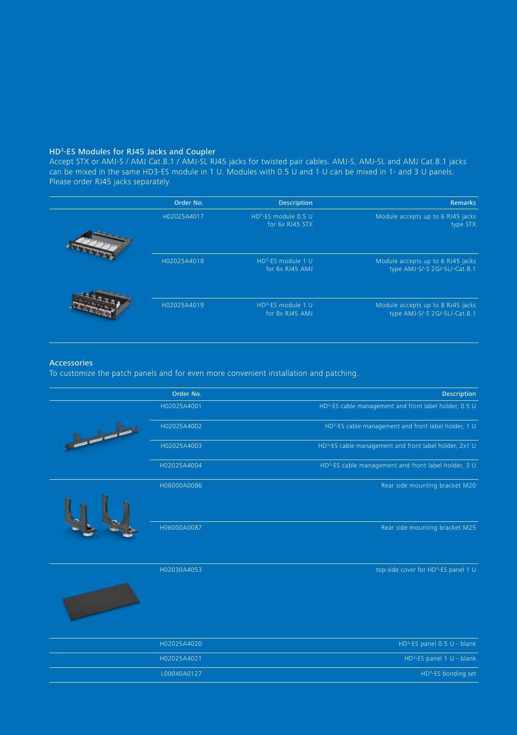### HD$^3$-ES Modules for RJ45 Jacks and Coupler

Accept STX or AMJ-S / AMJ Cat.8.1 / AMJ-SL RJ45 jacks for twisted pair cables. AMJ-S, AMJ-SL and AMJ Cat.8.1 jacks can be mixed in the same HD3-ES module in 1 U. Modules with 0.5 U and 1 U can be mixed in 1- and 3 U panels. Please order RJ45 jacks separately.

| Order No. | Description | Remarks |
| --- | --- | --- |
| H02025A4017 | HD$^3$-ES module 0.5 U for 6x RJ45 STX | Module accepts up to 6 RJ45 jacks type STX |
| H02025A4018 | HD$^3$-ES module 1 U for 6x RJ45 AMJ | Module accepts up to 6 RJ45 jacks type AMJ-S/-S 2G/-SL/-Cat.8.1 |
| H02025A4019 | HD$^3$-ES module 1 U for 8x RJ45 AMJ | Module accepts up to 8 RJ45 jacks type AMJ-S/-S 2G/-SL/-Cat.8.1 |

### Accessories

To customize the patch panels and for even more convenient installation and patching.

| Order No. | Description |
| --- | --- |
| H02025A4001 | HD$^3$-ES cable management and front label holder, 0.5 U |
| H02025A4002 | HD$^3$-ES cable management and front label holder, 1 U |
| H02025A4003 | HD$^3$-ES cable management and front label holder, 2x1 U |
| H02025A4004 | HD$^3$-ES cable management and front label holder, 3 U |
| H06000A0086 | Rear side mounting bracket M20 |
| H06000A0087 | Rear side mounting bracket M25 |
| H02030A4053 | top-side cover for HD$^3$-ES panel 1 U |
| H02025A4020 | HD$^3$-ES panel 0.5 U - blank |
| H02025A4021 | HD$^3$-ES panel 1 U - blank |
| L00040A0127 | HD$^3$-ES bonding set |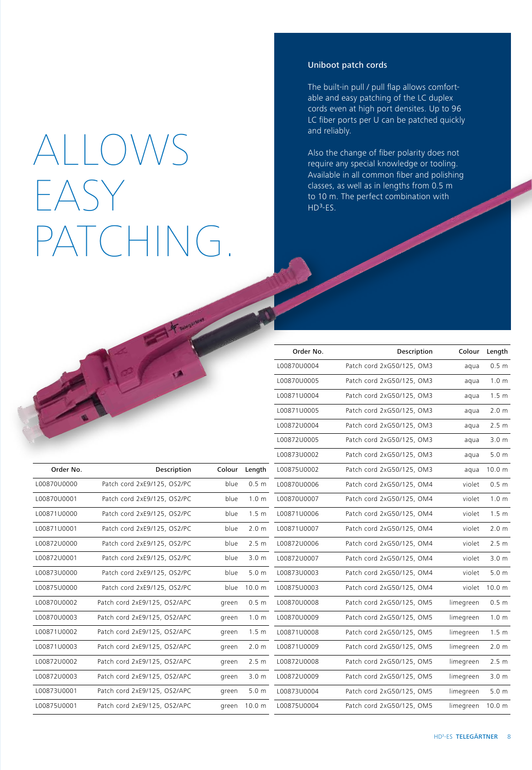# ALLOWS EASY PATCHING.

## Uniboot patch cords

The built-in pull / pull flap allows comfortable and easy patching of the LC duplex cords even at high port densites. Up to 96 LC fiber ports per U can be patched quickly and reliably.

Also the change of fiber polarity does not require any special knowledge or tooling. Available in all common fiber and polishing classes, as well as in lengths from 0.5 m to 10 m. The perfect combination with HD³-ES.

| Order No. | Description | Colour | Length |
|---|---|---|---|
| L00870U0000 | Patch cord 2xE9/125, OS2/PC | blue | 0.5 m |
| L00870U0001 | Patch cord 2xE9/125, OS2/PC | blue | 1.0 m |
| L00871U0000 | Patch cord 2xE9/125, OS2/PC | blue | 1.5 m |
| L00871U0001 | Patch cord 2xE9/125, OS2/PC | blue | 2.0 m |
| L00872U0000 | Patch cord 2xE9/125, OS2/PC | blue | 2.5 m |
| L00872U0001 | Patch cord 2xE9/125, OS2/PC | blue | 3.0 m |
| L00873U0000 | Patch cord 2xE9/125, OS2/PC | blue | 5.0 m |
| L00875U0000 | Patch cord 2xE9/125, OS2/PC | blue | 10.0 m |
| L00870U0002 | Patch cord 2xE9/125, OS2/APC | green | 0.5 m |
| L00870U0003 | Patch cord 2xE9/125, OS2/APC | green | 1.0 m |
| L00871U0002 | Patch cord 2xE9/125, OS2/APC | green | 1.5 m |
| L00871U0003 | Patch cord 2xE9/125, OS2/APC | green | 2.0 m |
| L00872U0002 | Patch cord 2xE9/125, OS2/APC | green | 2.5 m |
| L00872U0003 | Patch cord 2xE9/125, OS2/APC | green | 3.0 m |
| L00873U0001 | Patch cord 2xE9/125, OS2/APC | green | 5.0 m |
| L00875U0001 | Patch cord 2xE9/125, OS2/APC | green | 10.0 m |

| Order No. | Description | Colour | Length |
|---|---|---|---|
| L00870U0004 | Patch cord 2xG50/125, OM3 | aqua | 0.5 m |
| L00870U0005 | Patch cord 2xG50/125, OM3 | aqua | 1.0 m |
| L00871U0004 | Patch cord 2xG50/125, OM3 | aqua | 1.5 m |
| L00871U0005 | Patch cord 2xG50/125, OM3 | aqua | 2.0 m |
| L00872U0004 | Patch cord 2xG50/125, OM3 | aqua | 2.5 m |
| L00872U0005 | Patch cord 2xG50/125, OM3 | aqua | 3.0 m |
| L00873U0002 | Patch cord 2xG50/125, OM3 | aqua | 5.0 m |
| L00875U0002 | Patch cord 2xG50/125, OM3 | aqua | 10.0 m |
| L00870U0006 | Patch cord 2xG50/125, OM4 | violet | 0.5 m |
| L00870U0007 | Patch cord 2xG50/125, OM4 | violet | 1.0 m |
| L00871U0006 | Patch cord 2xG50/125, OM4 | violet | 1.5 m |
| L00871U0007 | Patch cord 2xG50/125, OM4 | violet | 2.0 m |
| L00872U0006 | Patch cord 2xG50/125, OM4 | violet | 2.5 m |
| L00872U0007 | Patch cord 2xG50/125, OM4 | violet | 3.0 m |
| L00873U0003 | Patch cord 2xG50/125, OM4 | violet | 5.0 m |
| L00875U0003 | Patch cord 2xG50/125, OM4 | violet | 10.0 m |
| L00870U0008 | Patch cord 2xG50/125, OM5 | limegreen | 0.5 m |
| L00870U0009 | Patch cord 2xG50/125, OM5 | limegreen | 1.0 m |
| L00871U0008 | Patch cord 2xG50/125, OM5 | limegreen | 1.5 m |
| L00871U0009 | Patch cord 2xG50/125, OM5 | limegreen | 2.0 m |
| L00872U0008 | Patch cord 2xG50/125, OM5 | limegreen | 2.5 m |
| L00872U0009 | Patch cord 2xG50/125, OM5 | limegreen | 3.0 m |
| L00873U0004 | Patch cord 2xG50/125, OM5 | limegreen | 5.0 m |
| L00875U0004 | Patch cord 2xG50/125, OM5 | limegreen | 10.0 m |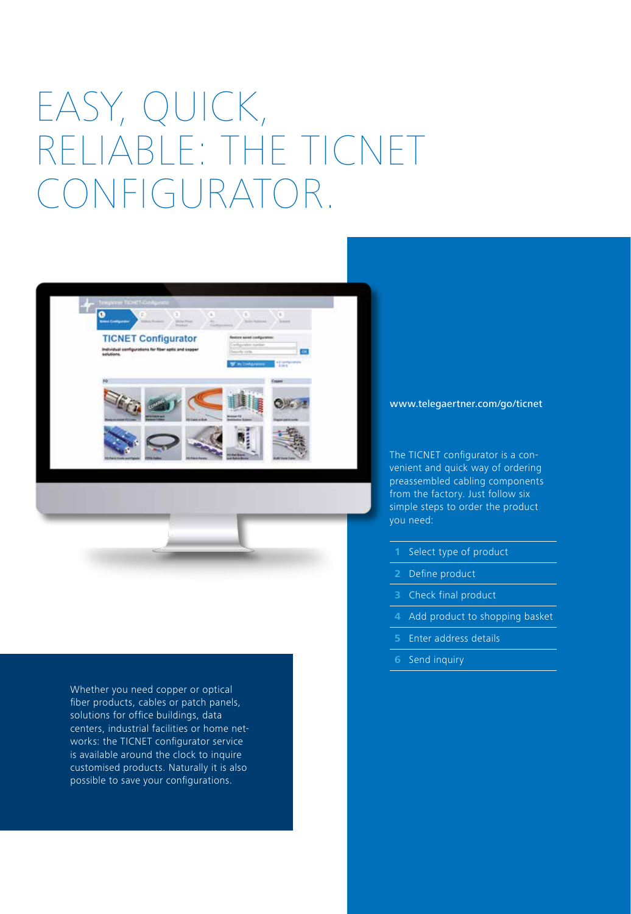# EASY, QUICK, RELIABLE: THE TICNET CONFIGURATOR.

www.telegaertner.com/go/ticnet

The TICNET configurator is a convenient and quick way of ordering preassembled cabling components from the factory. Just follow six simple steps to order the product you need:

1. Select type of product
2. Define product
3. Check final product
4. Add product to shopping basket
5. Enter address details
6. Send inquiry

Whether you need copper or optical fiber products, cables or patch panels, solutions for office buildings, data centers, industrial facilities or home networks: the TICNET configurator service is available around the clock to inquire customised products. Naturally it is also possible to save your configurations.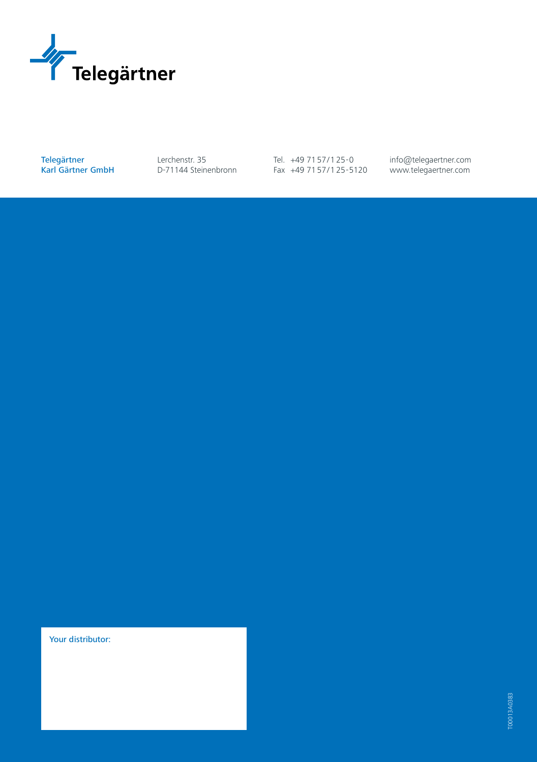Telegärtner

Telegärtner
Karl Gärtner GmbH

Lerchenstr. 35
D-71144 Steinenbronn

Tel. +49 71 57/1 25-0
Fax +49 71 57/1 25-5120

info@telegaertner.com
www.telegaertner.com

Your distributor:

T00013A0383